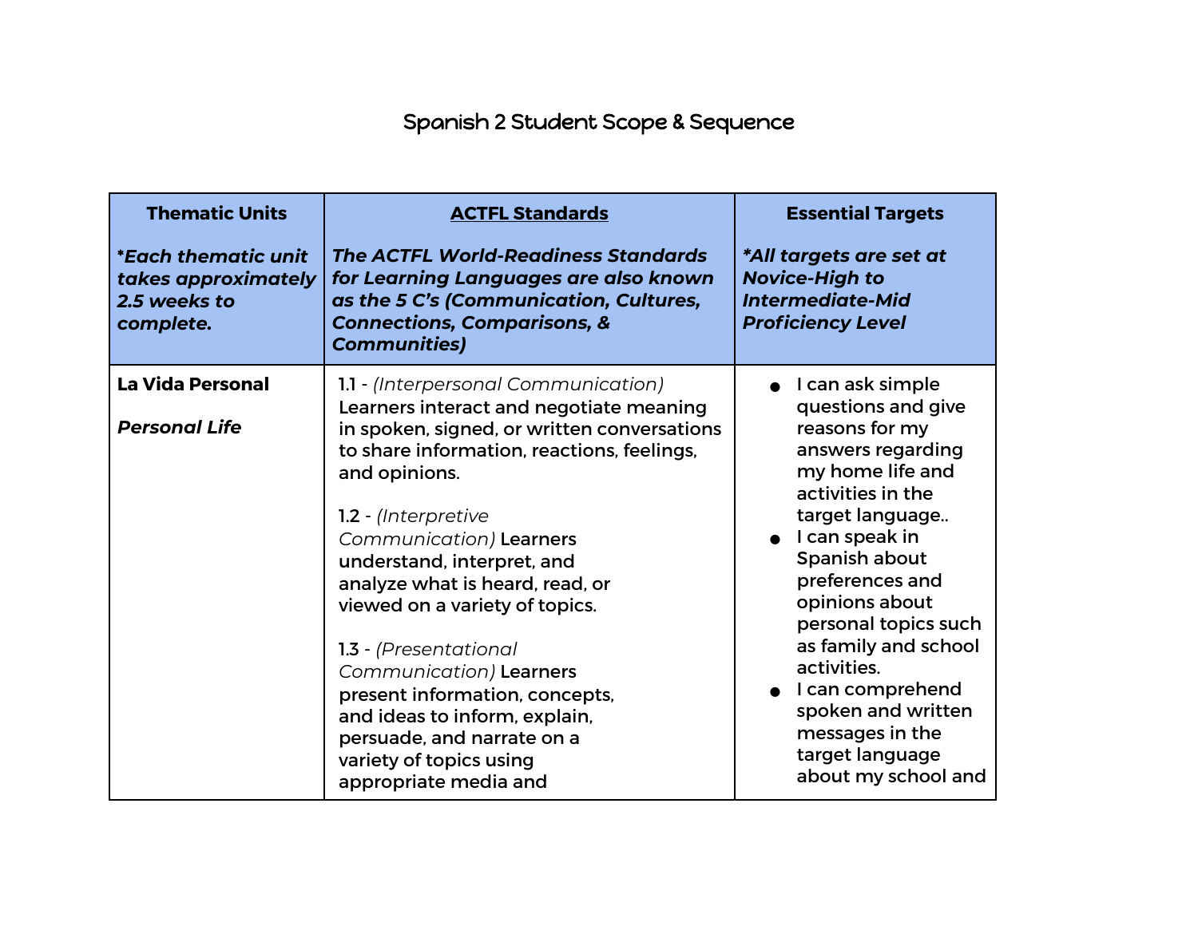# Spanish 2 Student Scope & Sequence

| **Thematic Units**<br><br>***Each thematic unit takes approximately 2.5 weeks to complete.** | **ACTFL Standards**<br><br>***The ACTFL World-Readiness Standards for Learning Languages are also known as the 5 C's (Communication, Cultures, Connections, Comparisons, & Communities)*** | **Essential Targets**<br><br>***All targets are set at Novice-High to Intermediate-Mid Proficiency Level** |
|---|---|---|
| **La Vida Personal**<br><br>***Personal Life*** | 1.1 - *(Interpersonal Communication)* Learners interact and negotiate meaning in spoken, signed, or written conversations to share information, reactions, feelings, and opinions.<br><br>1.2 - *(Interpretive Communication)* Learners understand, interpret, and analyze what is heard, read, or viewed on a variety of topics.<br><br>1.3 - *(Presentational Communication)* Learners present information, concepts, and ideas to inform, explain, persuade, and narrate on a variety of topics using appropriate media and | ● I can ask simple questions and give reasons for my answers regarding my home life and activities in the target language..<br>● I can speak in Spanish about preferences and opinions about personal topics such as family and school activities.<br>● I can comprehend spoken and written messages in the target language about my school and |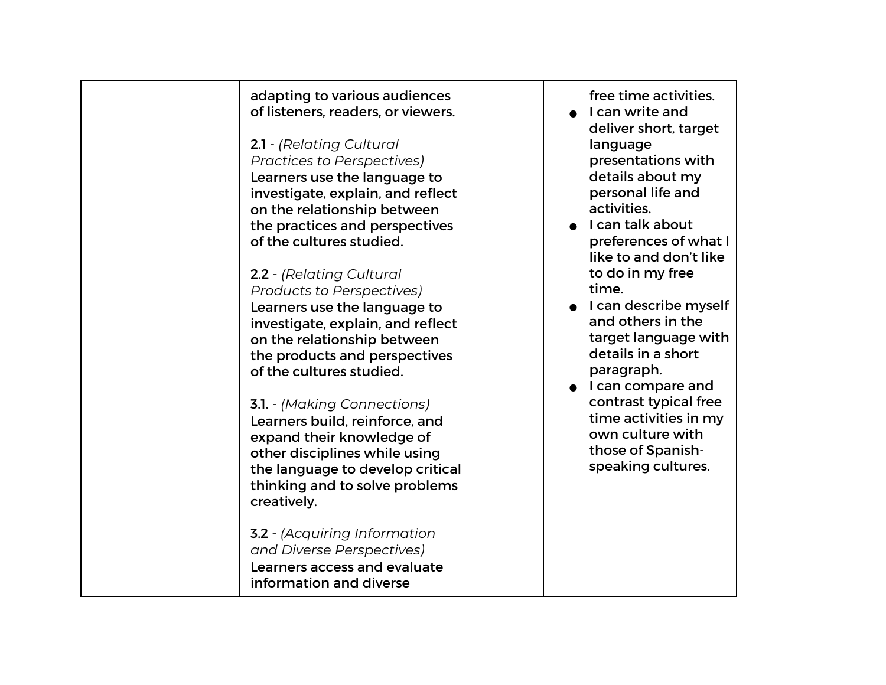|  |  |  |
|---|---|---|
|  | adapting to various audiences of listeners, readers, or viewers.<br><br>2.1 - *(Relating Cultural Practices to Perspectives)* Learners use the language to investigate, explain, and reflect on the relationship between the practices and perspectives of the cultures studied.<br><br>2.2 - *(Relating Cultural Products to Perspectives)* Learners use the language to investigate, explain, and reflect on the relationship between the products and perspectives of the cultures studied.<br><br>3.1. - *(Making Connections)* Learners build, reinforce, and expand their knowledge of other disciplines while using the language to develop critical thinking and to solve problems creatively.<br><br>3.2 - *(Acquiring Information and Diverse Perspectives)* Learners access and evaluate information and diverse | free time activities.<br>● I can write and deliver short, target language presentations with details about my personal life and activities.<br>● I can talk about preferences of what I like to and don't like to do in my free time.<br>● I can describe myself and others in the target language with details in a short paragraph.<br>● I can compare and contrast typical free time activities in my own culture with those of Spanish-speaking cultures. |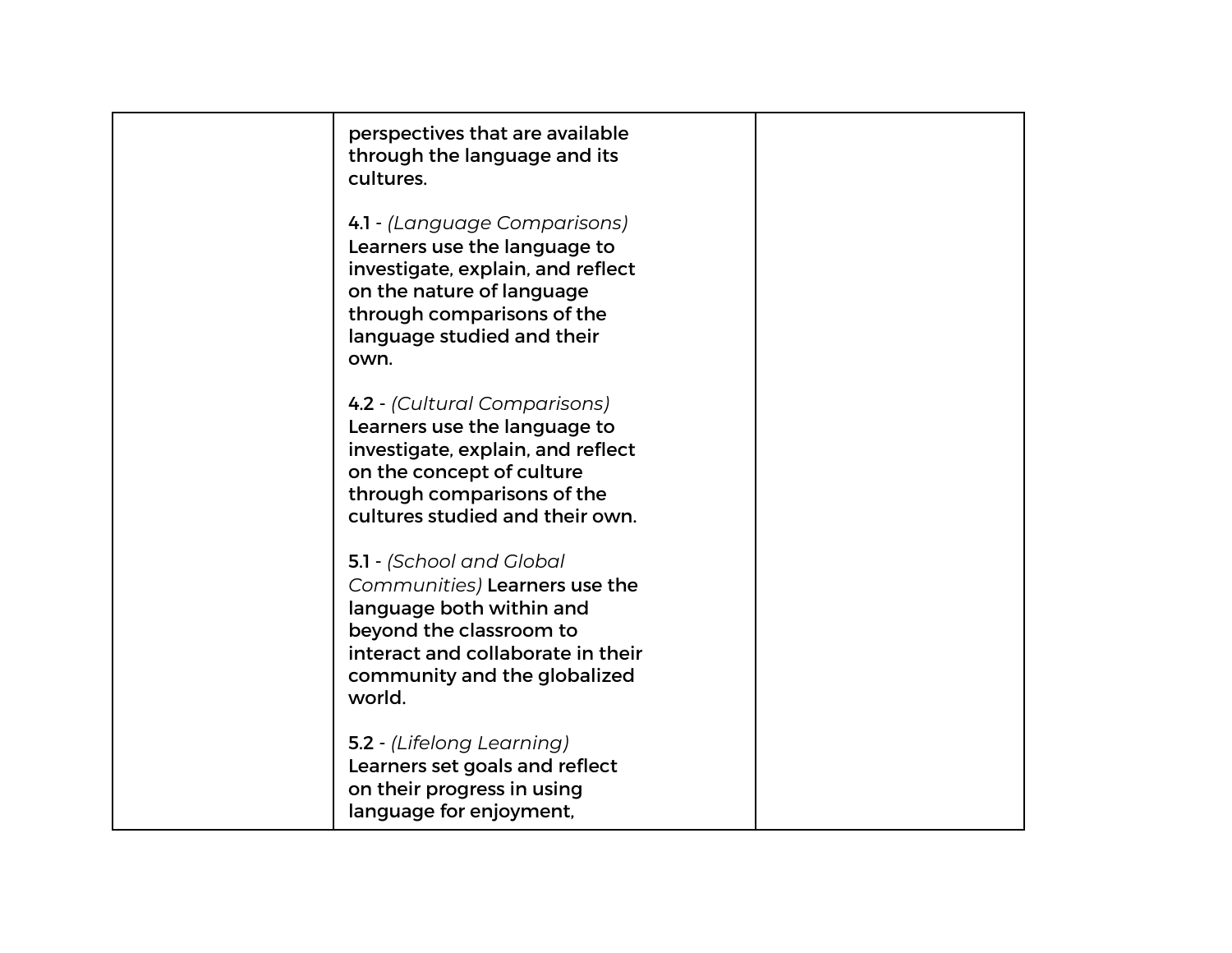| | | |
|---|---|---|
| | perspectives that are available through the language and its cultures.<br><br>4.1 - *(Language Comparisons)* Learners use the language to investigate, explain, and reflect on the nature of language through comparisons of the language studied and their own.<br><br>4.2 - *(Cultural Comparisons)* Learners use the language to investigate, explain, and reflect on the concept of culture through comparisons of the cultures studied and their own.<br><br>5.1 - *(School and Global Communities)* Learners use the language both within and beyond the classroom to interact and collaborate in their community and the globalized world.<br><br>5.2 - *(Lifelong Learning)* Learners set goals and reflect on their progress in using language for enjoyment, | |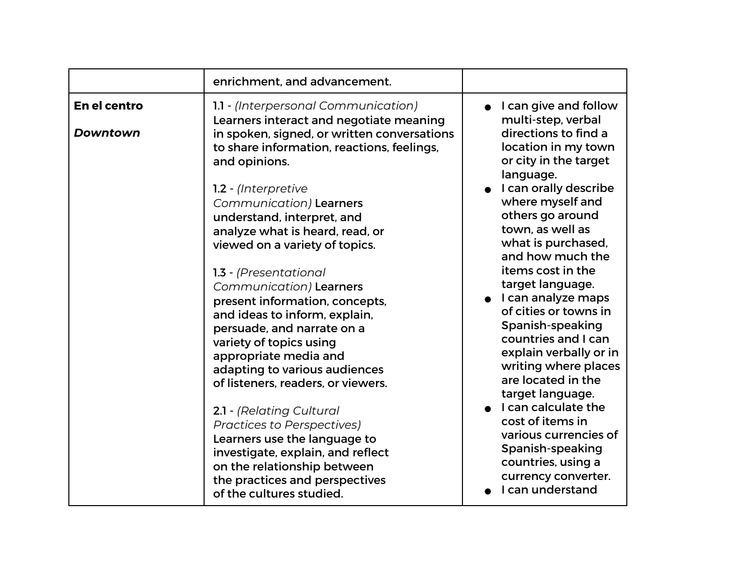| | | |
|---|---|---|
| | enrichment, and advancement. | |
| **En el centro**<br><br>***Downtown*** | 1.1 - *(Interpersonal Communication)* Learners interact and negotiate meaning in spoken, signed, or written conversations to share information, reactions, feelings, and opinions.<br><br>1.2 - *(Interpretive Communication)* Learners understand, interpret, and analyze what is heard, read, or viewed on a variety of topics.<br><br>1.3 - *(Presentational Communication)* Learners present information, concepts, and ideas to inform, explain, persuade, and narrate on a variety of topics using appropriate media and adapting to various audiences of listeners, readers, or viewers.<br><br>2.1 - *(Relating Cultural Practices to Perspectives)* Learners use the language to investigate, explain, and reflect on the relationship between the practices and perspectives of the cultures studied. | • I can give and follow multi-step, verbal directions to find a location in my town or city in the target language.<br>• I can orally describe where myself and others go around town, as well as what is purchased, and how much the items cost in the target language.<br>• I can analyze maps of cities or towns in Spanish-speaking countries and I can explain verbally or in writing where places are located in the target language.<br>• I can calculate the cost of items in various currencies of Spanish-speaking countries, using a currency converter.<br>• I can understand |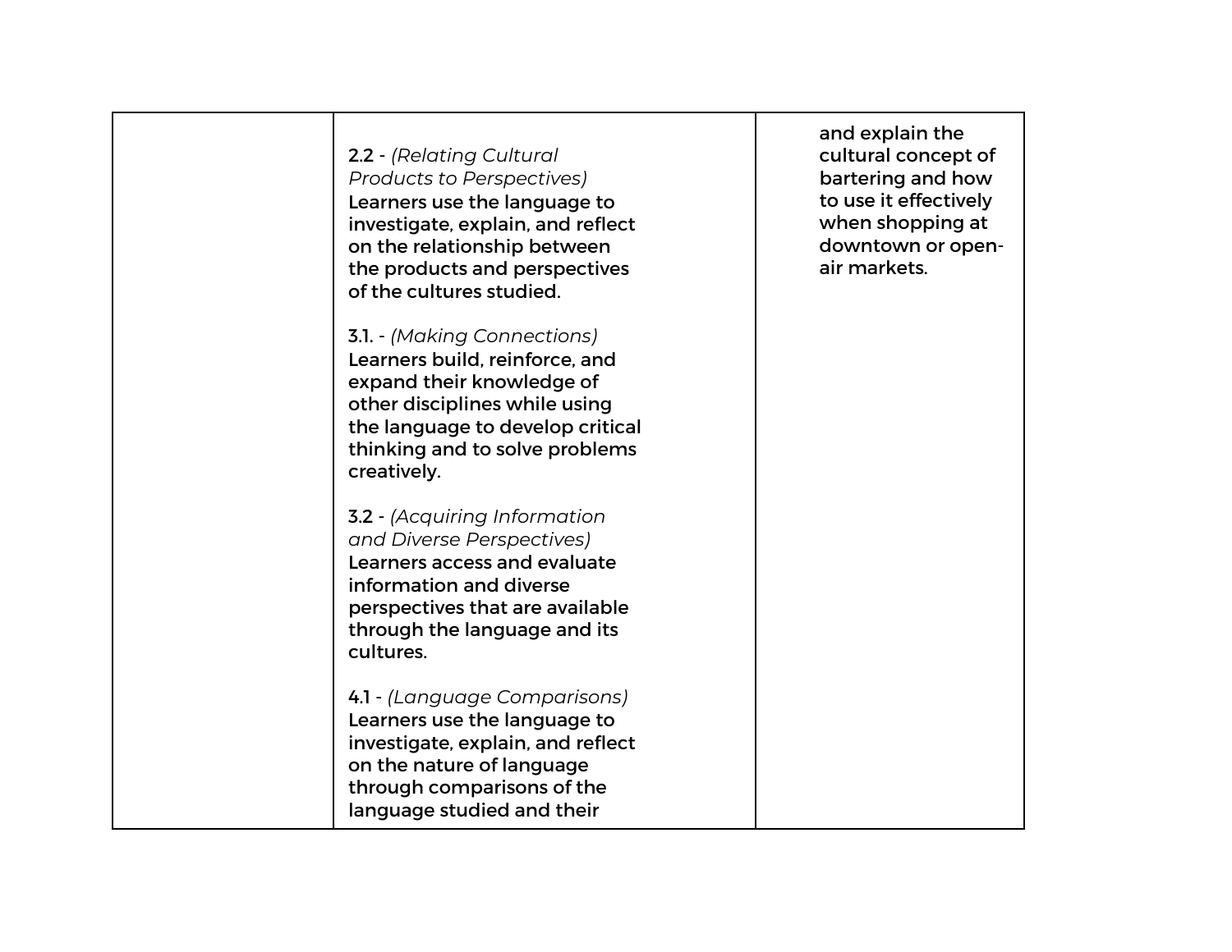| | | |
|---|---|---|
| | 2.2 - *(Relating Cultural Products to Perspectives)* Learners use the language to investigate, explain, and reflect on the relationship between the products and perspectives of the cultures studied.<br><br>3.1. - *(Making Connections)* Learners build, reinforce, and expand their knowledge of other disciplines while using the language to develop critical thinking and to solve problems creatively.<br><br>3.2 - *(Acquiring Information and Diverse Perspectives)* Learners access and evaluate information and diverse perspectives that are available through the language and its cultures.<br><br>4.1 - *(Language Comparisons)* Learners use the language to investigate, explain, and reflect on the nature of language through comparisons of the language studied and their | and explain the cultural concept of bartering and how to use it effectively when shopping at downtown or open-air markets. |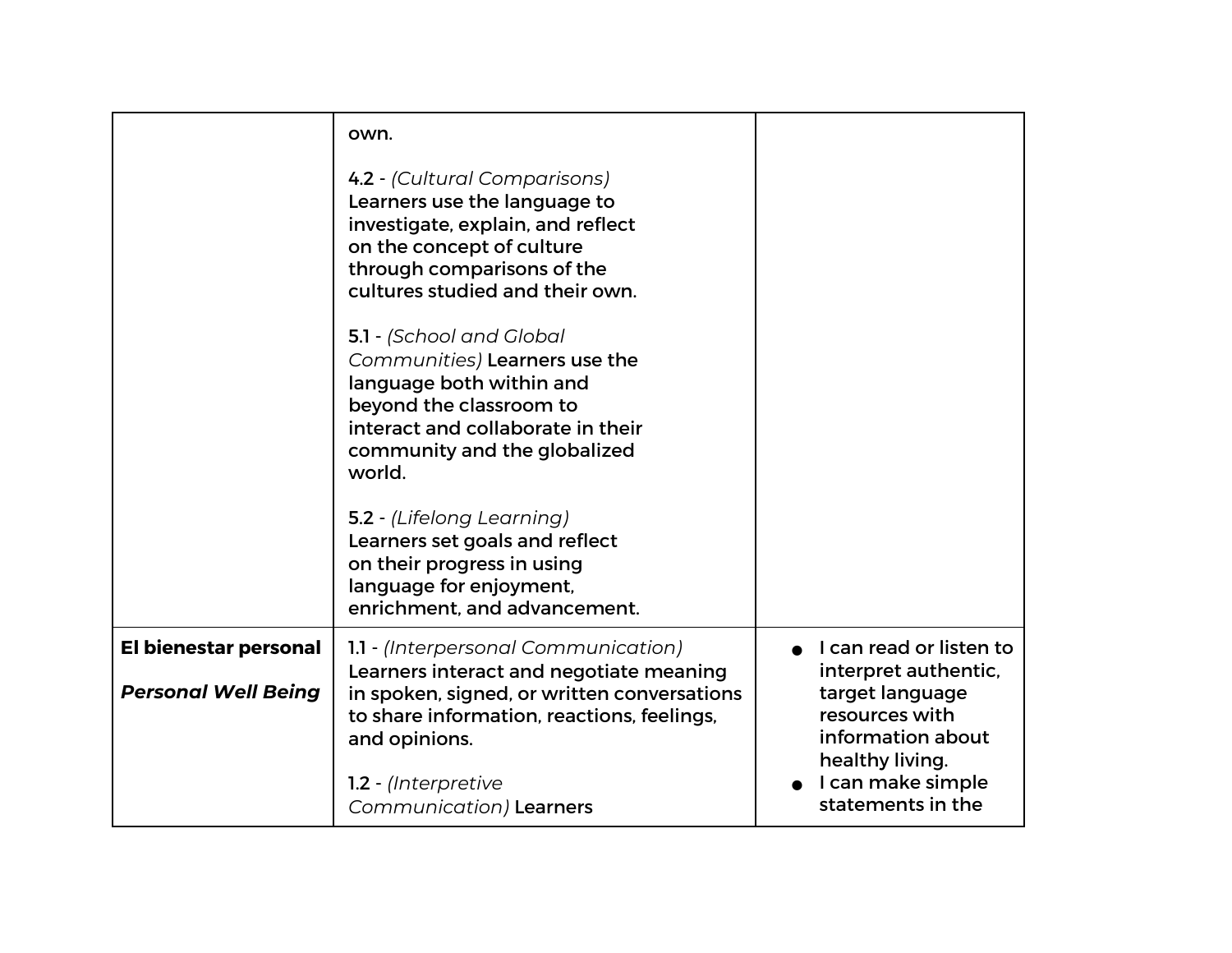| | | |
|---|---|---|
| | own.<br><br>4.2 - *(Cultural Comparisons)* Learners use the language to investigate, explain, and reflect on the concept of culture through comparisons of the cultures studied and their own.<br><br>5.1 - *(School and Global Communities)* Learners use the language both within and beyond the classroom to interact and collaborate in their community and the globalized world.<br><br>5.2 - *(Lifelong Learning)* Learners set goals and reflect on their progress in using language for enjoyment, enrichment, and advancement. | |
| **El bienestar personal**<br><br>***Personal Well Being*** | 1.1 - *(Interpersonal Communication)* Learners interact and negotiate meaning in spoken, signed, or written conversations to share information, reactions, feelings, and opinions.<br><br>1.2 - *(Interpretive Communication)* Learners | • I can read or listen to interpret authentic, target language resources with information about healthy living.<br>• I can make simple statements in the |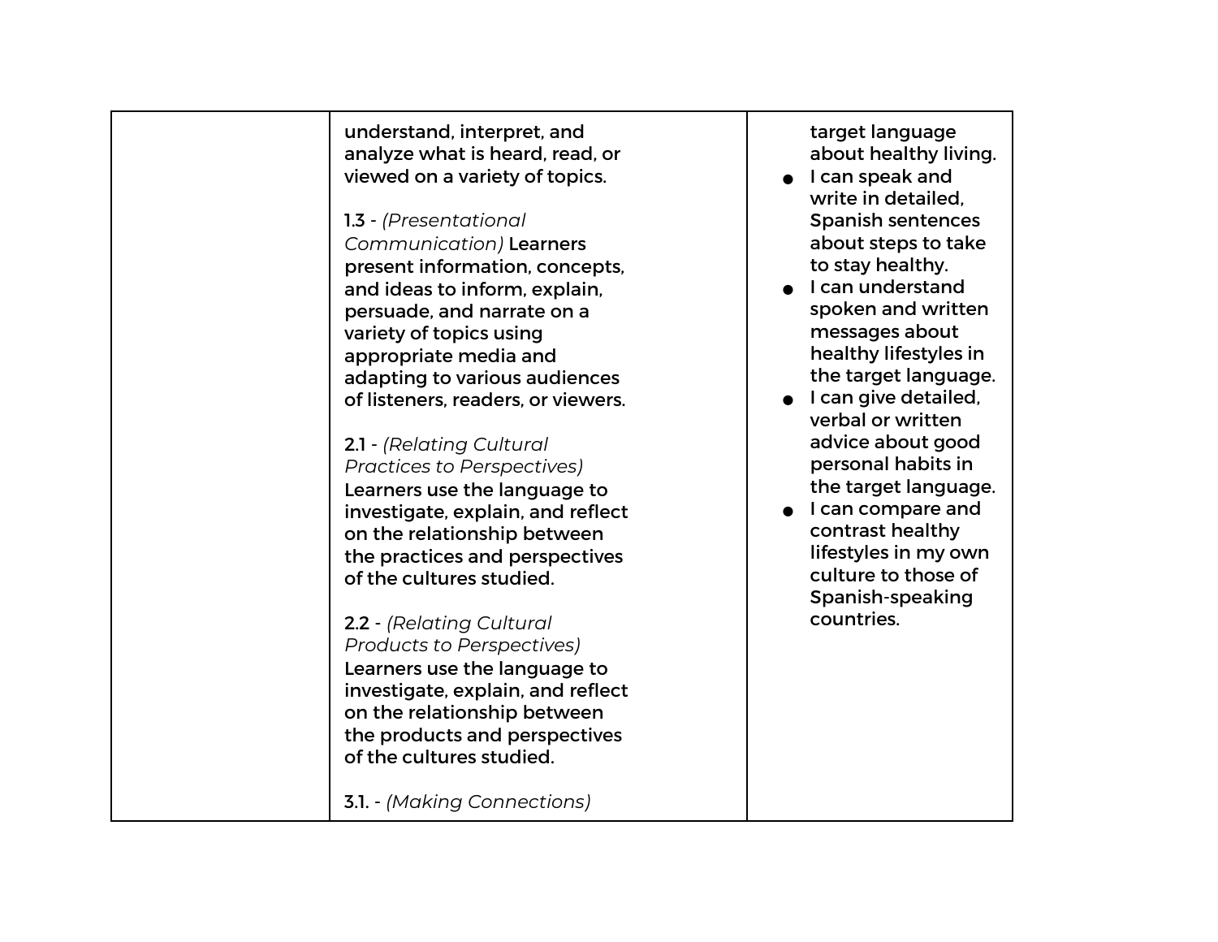|  |  |  |
|---|---|---|
|  | understand, interpret, and analyze what is heard, read, or viewed on a variety of topics.<br><br>1.3 - *(Presentational Communication)* Learners present information, concepts, and ideas to inform, explain, persuade, and narrate on a variety of topics using appropriate media and adapting to various audiences of listeners, readers, or viewers.<br><br>2.1 - *(Relating Cultural Practices to Perspectives)* Learners use the language to investigate, explain, and reflect on the relationship between the practices and perspectives of the cultures studied.<br><br>2.2 - *(Relating Cultural Products to Perspectives)* Learners use the language to investigate, explain, and reflect on the relationship between the products and perspectives of the cultures studied.<br><br>3.1. - *(Making Connections)* | target language about healthy living.<br>● I can speak and write in detailed, Spanish sentences about steps to take to stay healthy.<br>● I can understand spoken and written messages about healthy lifestyles in the target language.<br>● I can give detailed, verbal or written advice about good personal habits in the target language.<br>● I can compare and contrast healthy lifestyles in my own culture to those of Spanish-speaking countries. |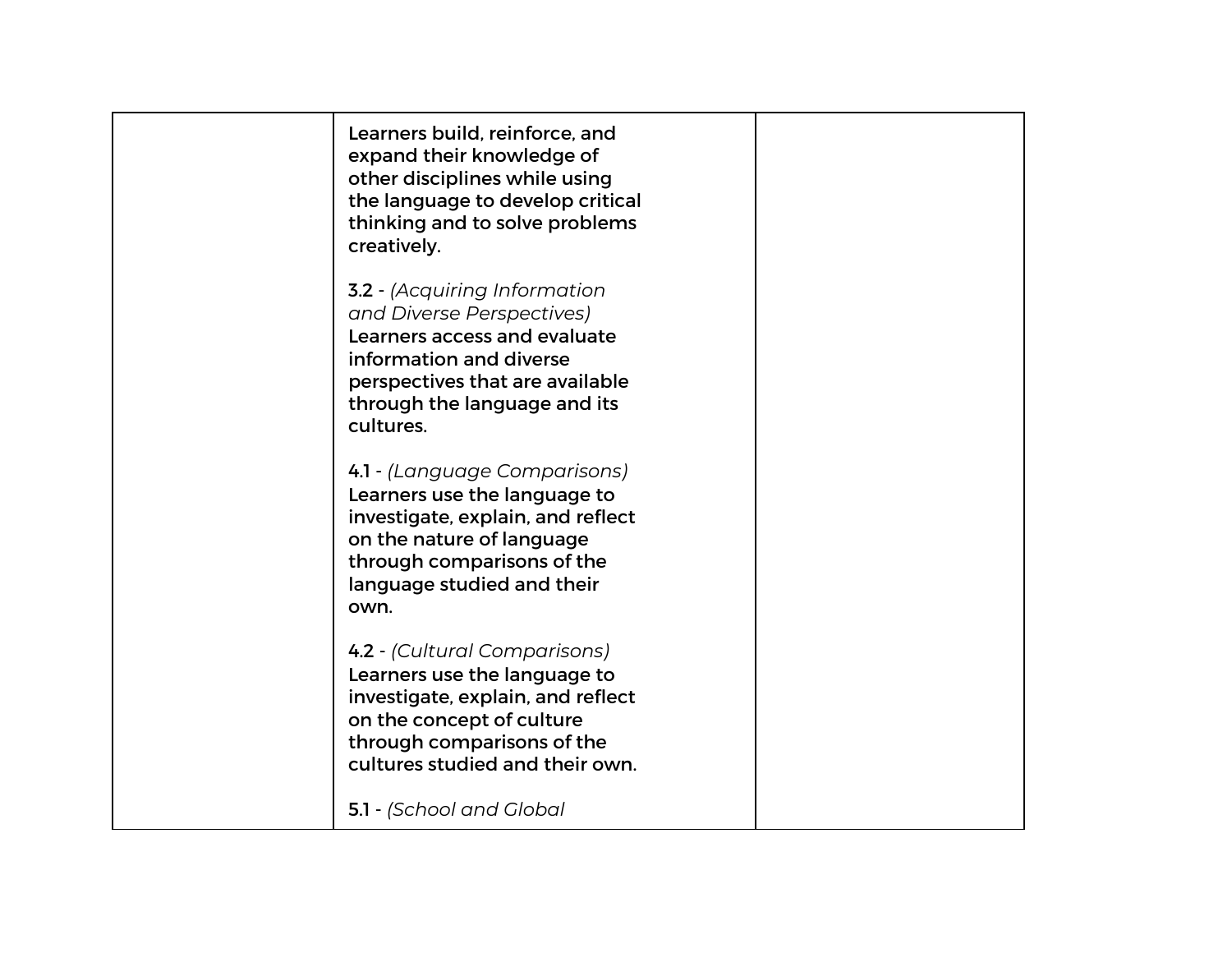|  |  |  |
|---|---|---|
|  | Learners build, reinforce, and expand their knowledge of other disciplines while using the language to develop critical thinking and to solve problems creatively.<br><br>3.2 - *(Acquiring Information and Diverse Perspectives)* Learners access and evaluate information and diverse perspectives that are available through the language and its cultures.<br><br>4.1 - *(Language Comparisons)* Learners use the language to investigate, explain, and reflect on the nature of language through comparisons of the language studied and their own.<br><br>4.2 - *(Cultural Comparisons)* Learners use the language to investigate, explain, and reflect on the concept of culture through comparisons of the cultures studied and their own.<br><br>5.1 - *(School and Global* |  |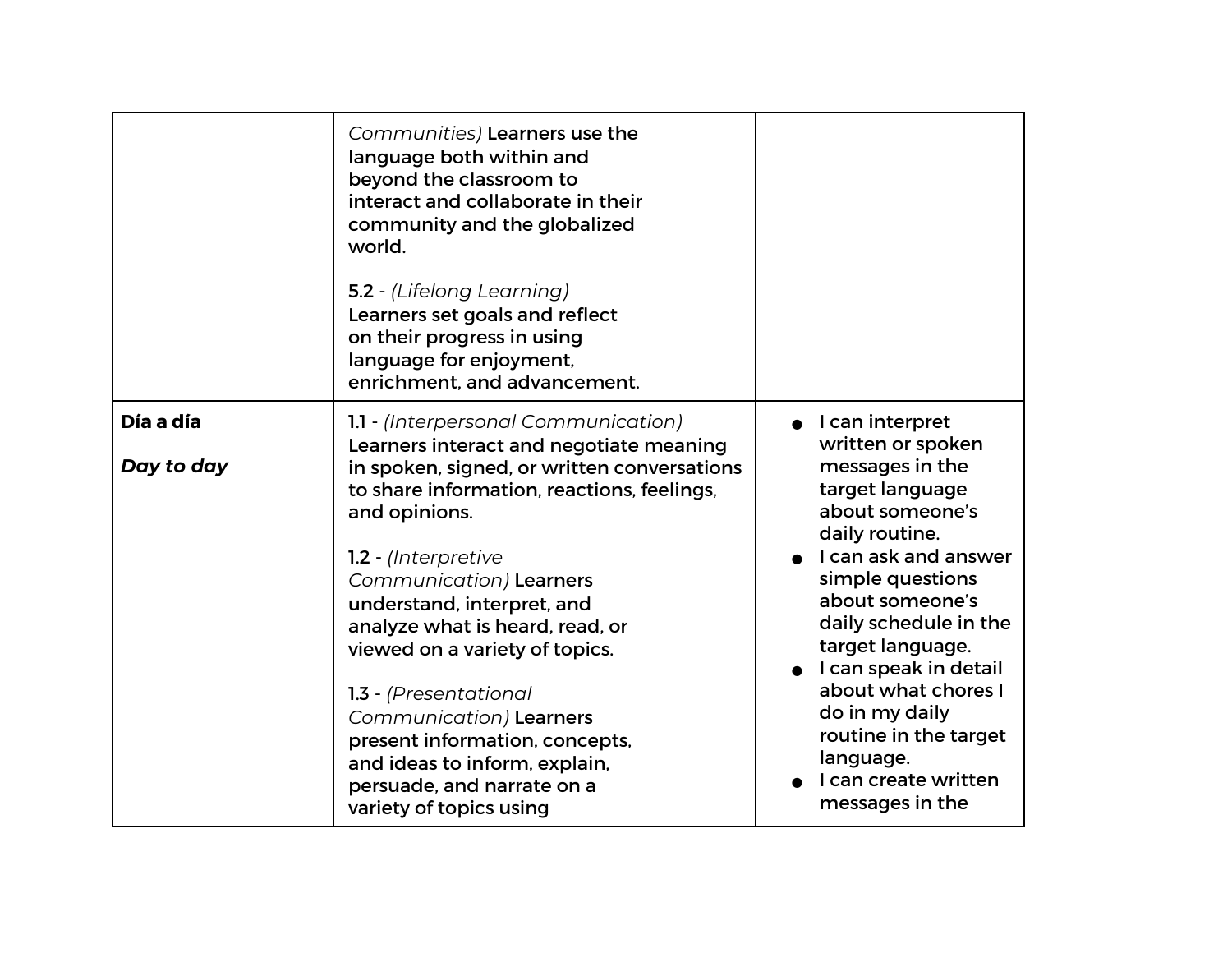| | | |
|---|---|---|
| | *Communities)* Learners use the language both within and beyond the classroom to interact and collaborate in their community and the globalized world.<br><br>5.2 - *(Lifelong Learning)* Learners set goals and reflect on their progress in using language for enjoyment, enrichment, and advancement. | |
| **Día a día**<br><br>***Day to day*** | 1.1 - *(Interpersonal Communication)* Learners interact and negotiate meaning in spoken, signed, or written conversations to share information, reactions, feelings, and opinions.<br><br>1.2 - *(Interpretive Communication)* Learners understand, interpret, and analyze what is heard, read, or viewed on a variety of topics.<br><br>1.3 - *(Presentational Communication)* Learners present information, concepts, and ideas to inform, explain, persuade, and narrate on a variety of topics using | • I can interpret written or spoken messages in the target language about someone's daily routine.<br>• I can ask and answer simple questions about someone's daily schedule in the target language.<br>• I can speak in detail about what chores I do in my daily routine in the target language.<br>• I can create written messages in the |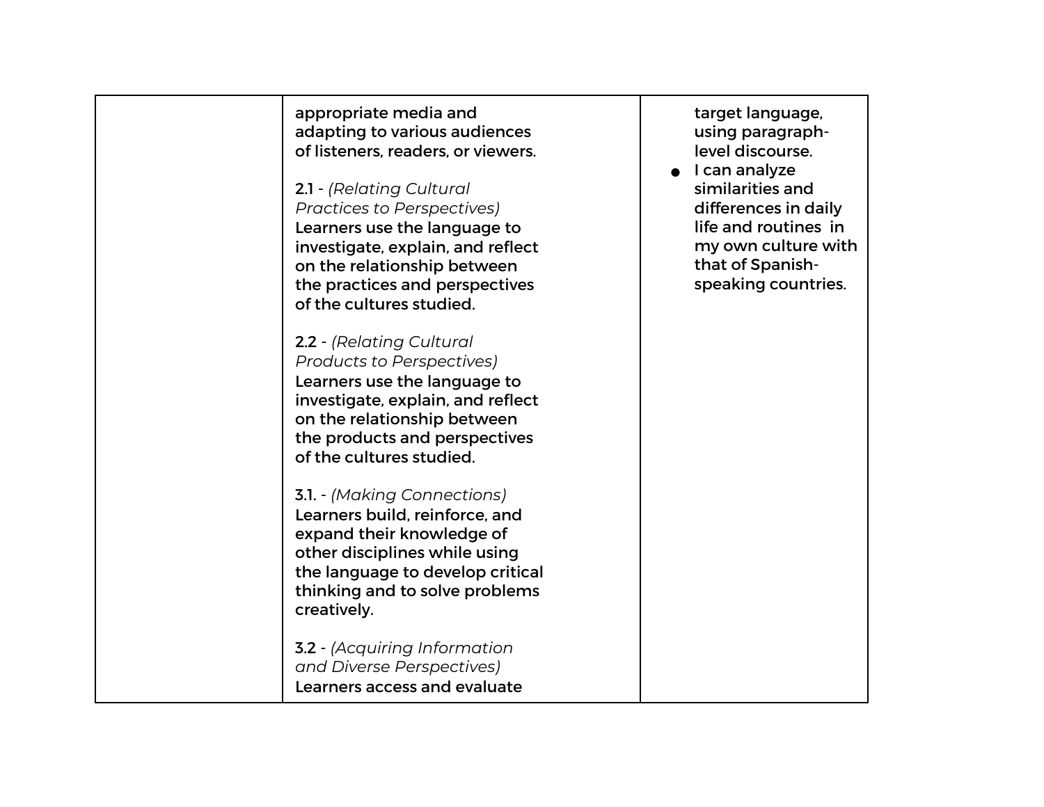| | | |
|---|---|---|
| | appropriate media and adapting to various audiences of listeners, readers, or viewers.<br><br>2.1 - *(Relating Cultural Practices to Perspectives)* Learners use the language to investigate, explain, and reflect on the relationship between the practices and perspectives of the cultures studied.<br><br>2.2 - *(Relating Cultural Products to Perspectives)* Learners use the language to investigate, explain, and reflect on the relationship between the products and perspectives of the cultures studied.<br><br>3.1. - *(Making Connections)* Learners build, reinforce, and expand their knowledge of other disciplines while using the language to develop critical thinking and to solve problems creatively.<br><br>3.2 - *(Acquiring Information and Diverse Perspectives)* Learners access and evaluate | target language, using paragraph-level discourse.<br>• I can analyze similarities and differences in daily life and routines in my own culture with that of Spanish-speaking countries. |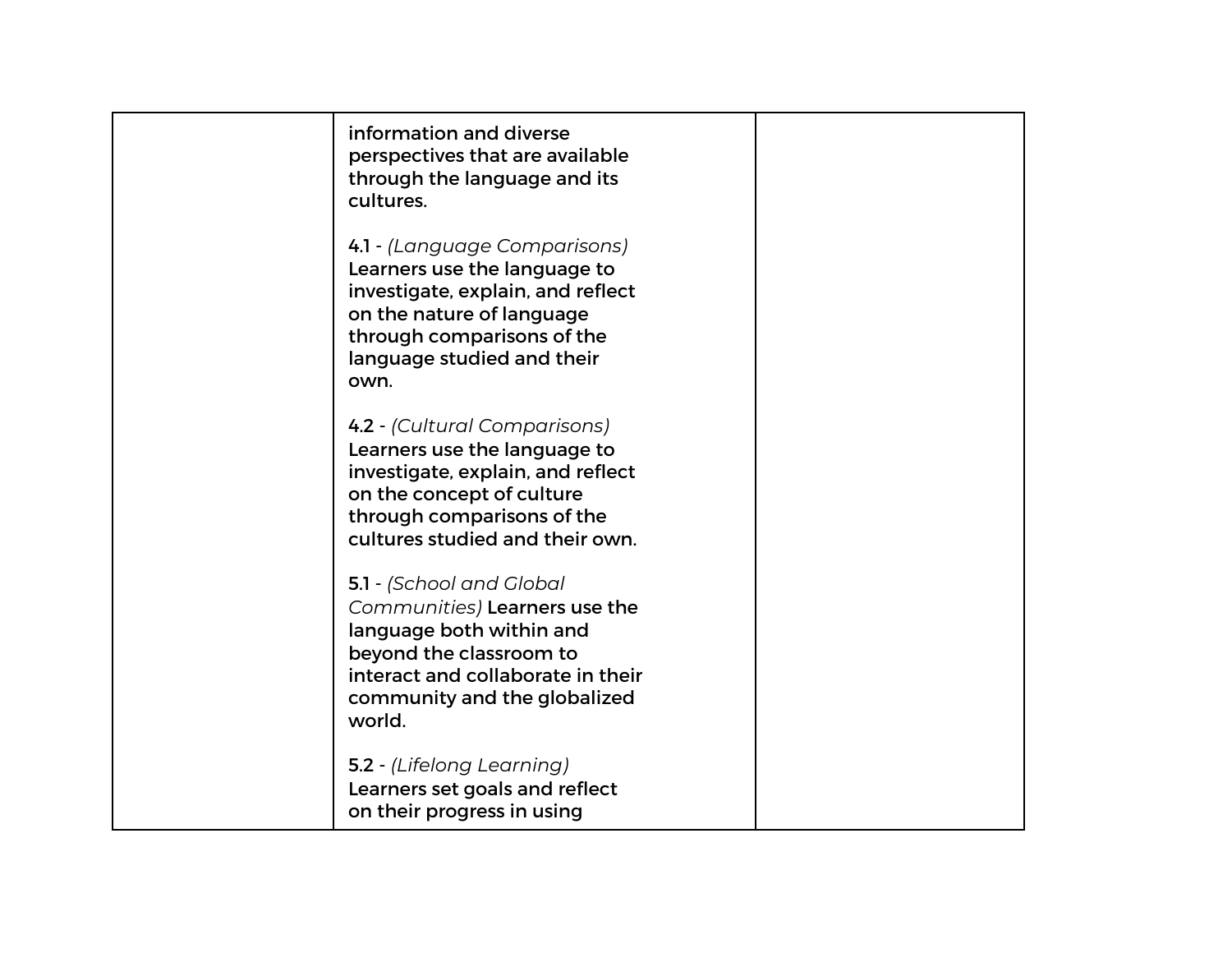| | | |
|---|---|---|
| | information and diverse perspectives that are available through the language and its cultures.<br><br>4.1 - *(Language Comparisons)* Learners use the language to investigate, explain, and reflect on the nature of language through comparisons of the language studied and their own.<br><br>4.2 - *(Cultural Comparisons)* Learners use the language to investigate, explain, and reflect on the concept of culture through comparisons of the cultures studied and their own.<br><br>5.1 - *(School and Global Communities)* Learners use the language both within and beyond the classroom to interact and collaborate in their community and the globalized world.<br><br>5.2 - *(Lifelong Learning)* Learners set goals and reflect on their progress in using | |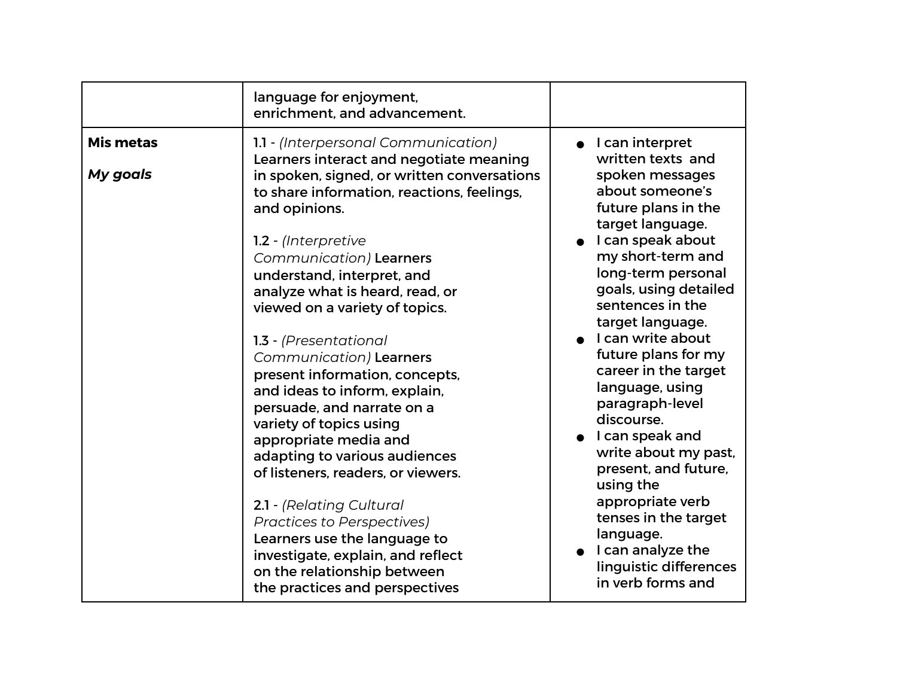| | | |
|---|---|---|
| | language for enjoyment, enrichment, and advancement. | |
| **Mis metas**<br><br>***My goals*** | 1.1 - *(Interpersonal Communication)* Learners interact and negotiate meaning in spoken, signed, or written conversations to share information, reactions, feelings, and opinions.<br><br>1.2 - *(Interpretive Communication)* Learners understand, interpret, and analyze what is heard, read, or viewed on a variety of topics.<br><br>1.3 - *(Presentational Communication)* Learners present information, concepts, and ideas to inform, explain, persuade, and narrate on a variety of topics using appropriate media and adapting to various audiences of listeners, readers, or viewers.<br><br>2.1 - *(Relating Cultural Practices to Perspectives)* Learners use the language to investigate, explain, and reflect on the relationship between the practices and perspectives | • I can interpret written texts and spoken messages about someone's future plans in the target language.<br>• I can speak about my short-term and long-term personal goals, using detailed sentences in the target language.<br>• I can write about future plans for my career in the target language, using paragraph-level discourse.<br>• I can speak and write about my past, present, and future, using the appropriate verb tenses in the target language.<br>• I can analyze the linguistic differences in verb forms and |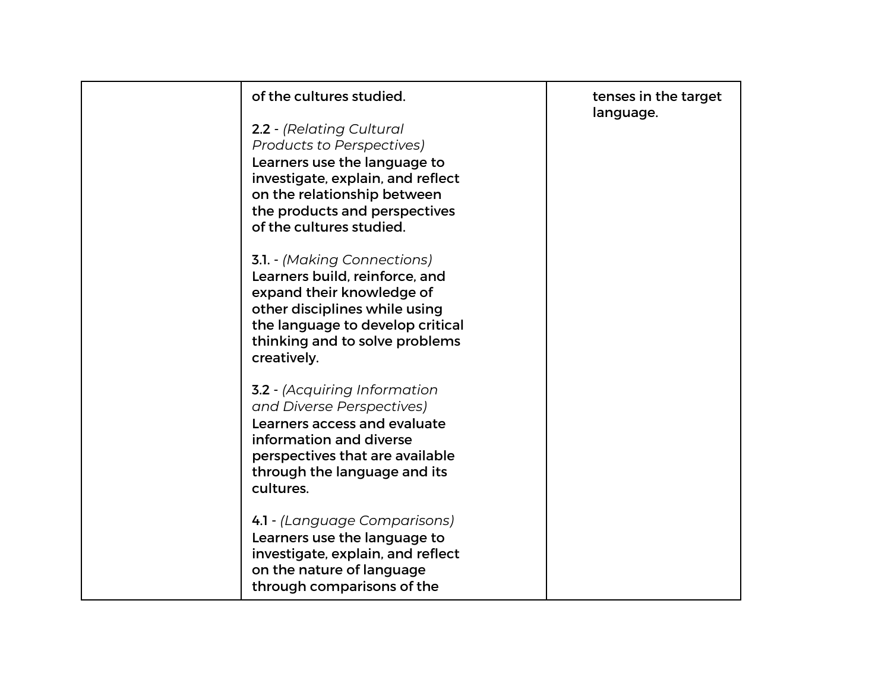| | | |
|---|---|---|
| | of the cultures studied.<br><br>2.2 - *(Relating Cultural Products to Perspectives)* Learners use the language to investigate, explain, and reflect on the relationship between the products and perspectives of the cultures studied.<br><br>3.1. - *(Making Connections)* Learners build, reinforce, and expand their knowledge of other disciplines while using the language to develop critical thinking and to solve problems creatively.<br><br>3.2 - *(Acquiring Information and Diverse Perspectives)* Learners access and evaluate information and diverse perspectives that are available through the language and its cultures.<br><br>4.1 - *(Language Comparisons)* Learners use the language to investigate, explain, and reflect on the nature of language through comparisons of the | tenses in the target language. |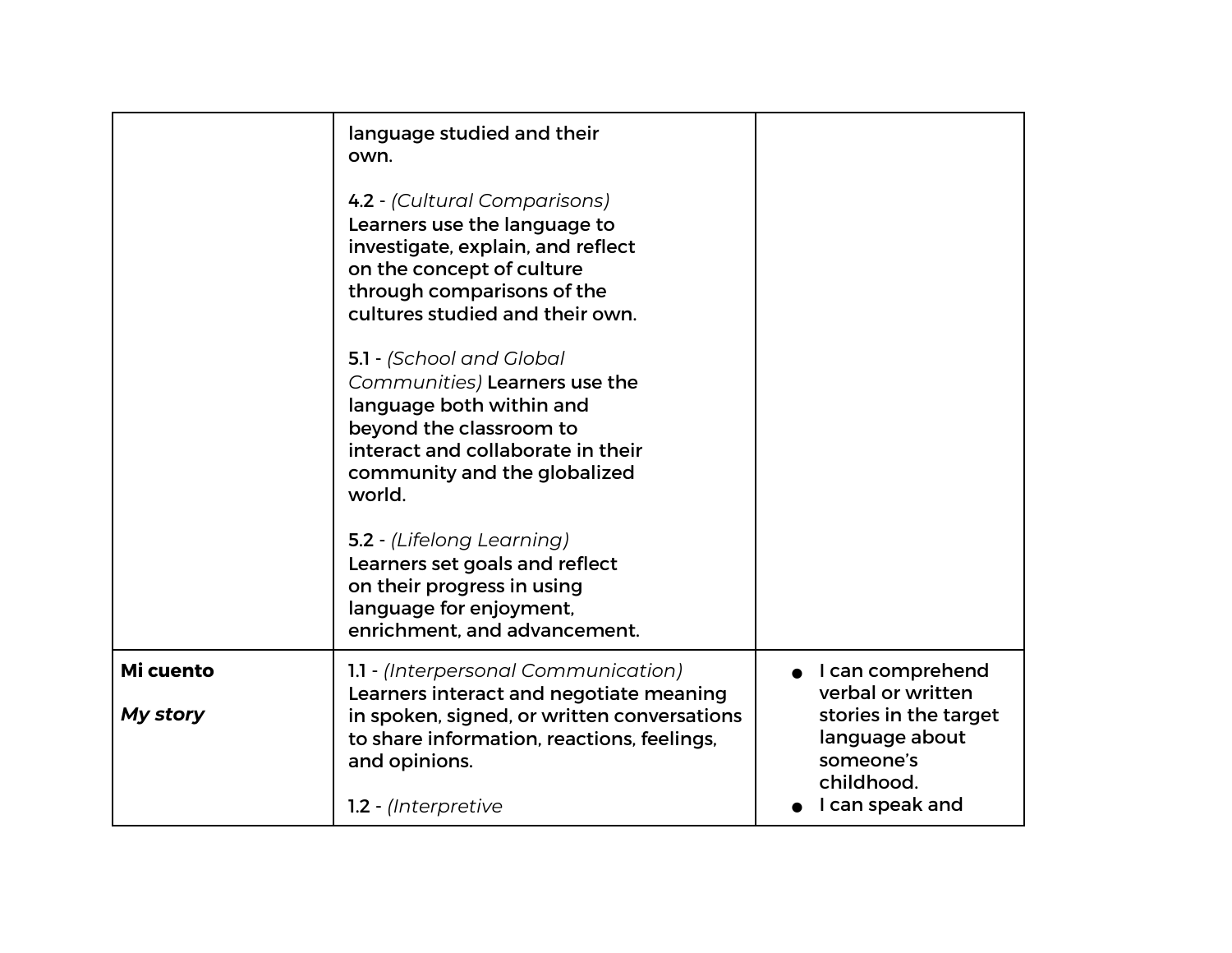| | | |
|---|---|---|
| | language studied and their own.<br><br>4.2 - *(Cultural Comparisons)* Learners use the language to investigate, explain, and reflect on the concept of culture through comparisons of the cultures studied and their own.<br><br>5.1 - *(School and Global Communities)* Learners use the language both within and beyond the classroom to interact and collaborate in their community and the globalized world.<br><br>5.2 - *(Lifelong Learning)* Learners set goals and reflect on their progress in using language for enjoyment, enrichment, and advancement. | |
| **Mi cuento**<br><br>***My story*** | 1.1 - *(Interpersonal Communication)* Learners interact and negotiate meaning in spoken, signed, or written conversations to share information, reactions, feelings, and opinions.<br><br>1.2 - *(Interpretive* | • I can comprehend verbal or written stories in the target language about someone's childhood.<br>• I can speak and |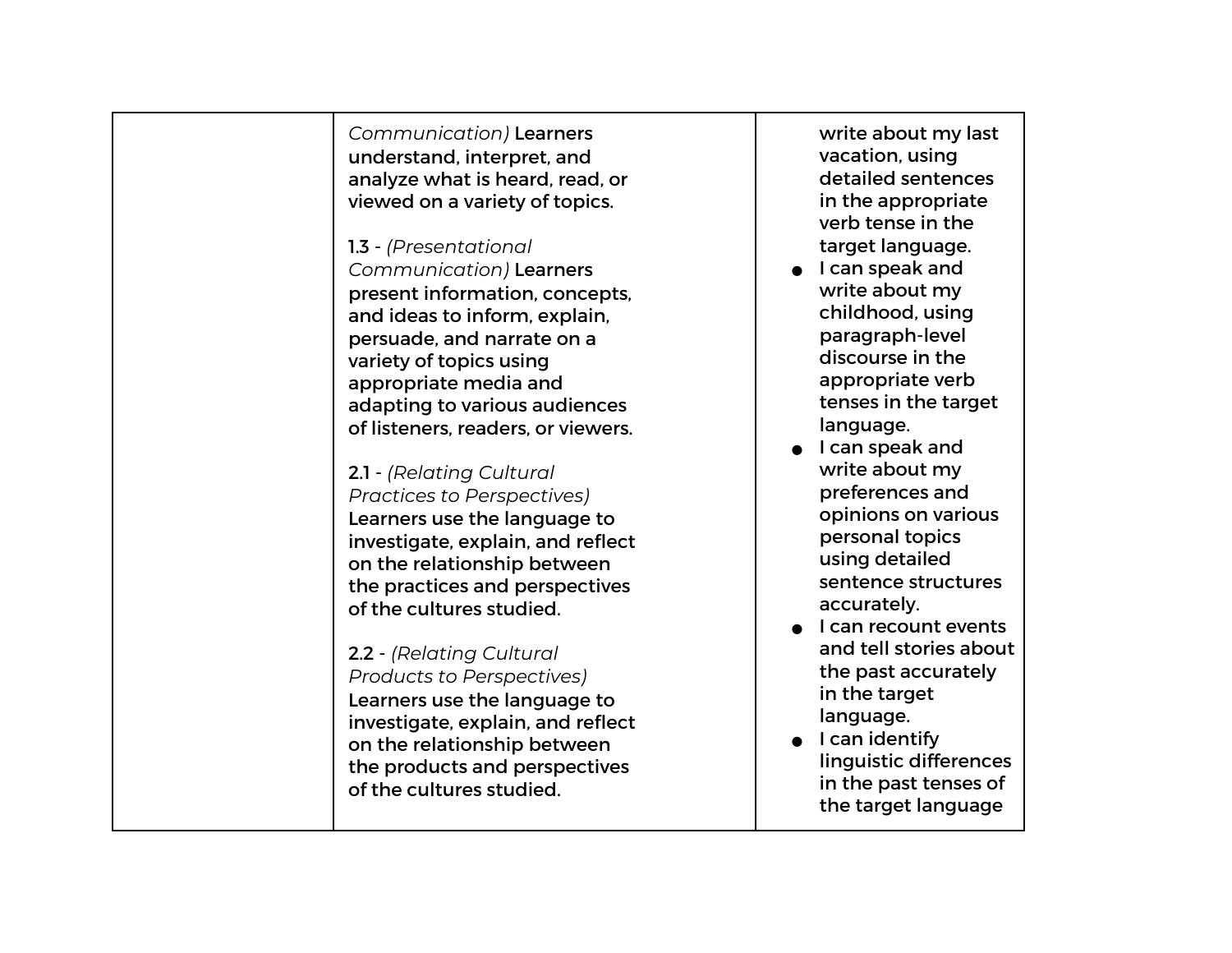|  |  |  |
|---|---|---|
|  | *Communication)* Learners understand, interpret, and analyze what is heard, read, or viewed on a variety of topics.<br><br>1.3 - *(Presentational Communication)* Learners present information, concepts, and ideas to inform, explain, persuade, and narrate on a variety of topics using appropriate media and adapting to various audiences of listeners, readers, or viewers.<br><br>2.1 - *(Relating Cultural Practices to Perspectives)* Learners use the language to investigate, explain, and reflect on the relationship between the practices and perspectives of the cultures studied.<br><br>2.2 - *(Relating Cultural Products to Perspectives)* Learners use the language to investigate, explain, and reflect on the relationship between the products and perspectives of the cultures studied. | write about my last vacation, using detailed sentences in the appropriate verb tense in the target language.<br>● I can speak and write about my childhood, using paragraph-level discourse in the appropriate verb tenses in the target language.<br>● I can speak and write about my preferences and opinions on various personal topics using detailed sentence structures accurately.<br>● I can recount events and tell stories about the past accurately in the target language.<br>● I can identify linguistic differences in the past tenses of the target language |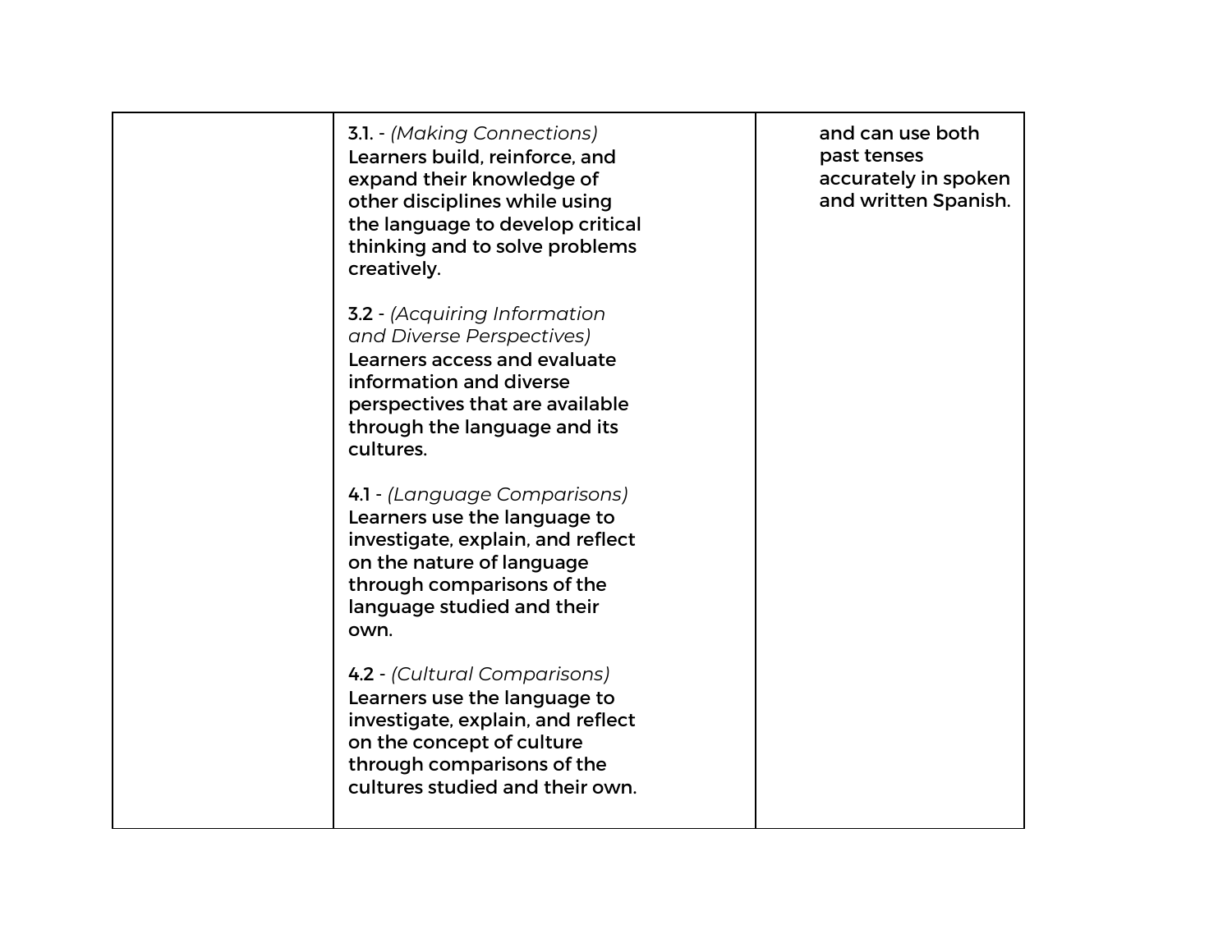|  |  |  |
|---|---|---|
|  | 3.1. - *(Making Connections)*<br>Learners build, reinforce, and expand their knowledge of other disciplines while using the language to develop critical thinking and to solve problems creatively.<br><br>3.2 - *(Acquiring Information and Diverse Perspectives)*<br>Learners access and evaluate information and diverse perspectives that are available through the language and its cultures.<br><br>4.1 - *(Language Comparisons)*<br>Learners use the language to investigate, explain, and reflect on the nature of language through comparisons of the language studied and their own.<br><br>4.2 - *(Cultural Comparisons)*<br>Learners use the language to investigate, explain, and reflect on the concept of culture through comparisons of the cultures studied and their own. | and can use both past tenses accurately in spoken and written Spanish. |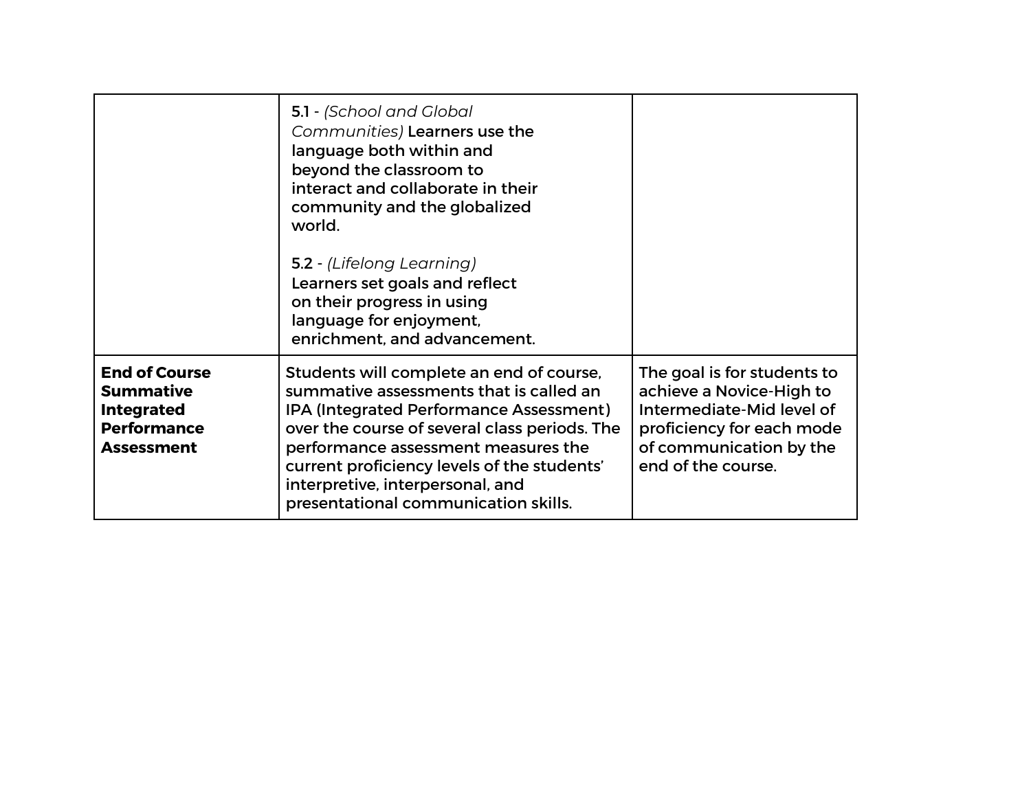| | | |
|---|---|---|
| | **5.1** - *(School and Global Communities)* Learners use the language both within and beyond the classroom to interact and collaborate in their community and the globalized world.<br><br>**5.2** - *(Lifelong Learning)* Learners set goals and reflect on their progress in using language for enjoyment, enrichment, and advancement. | |
| **End of Course Summative Integrated Performance Assessment** | Students will complete an end of course, summative assessments that is called an IPA (Integrated Performance Assessment) over the course of several class periods. The performance assessment measures the current proficiency levels of the students' interpretive, interpersonal, and presentational communication skills. | The goal is for students to achieve a Novice-High to Intermediate-Mid level of proficiency for each mode of communication by the end of the course. |